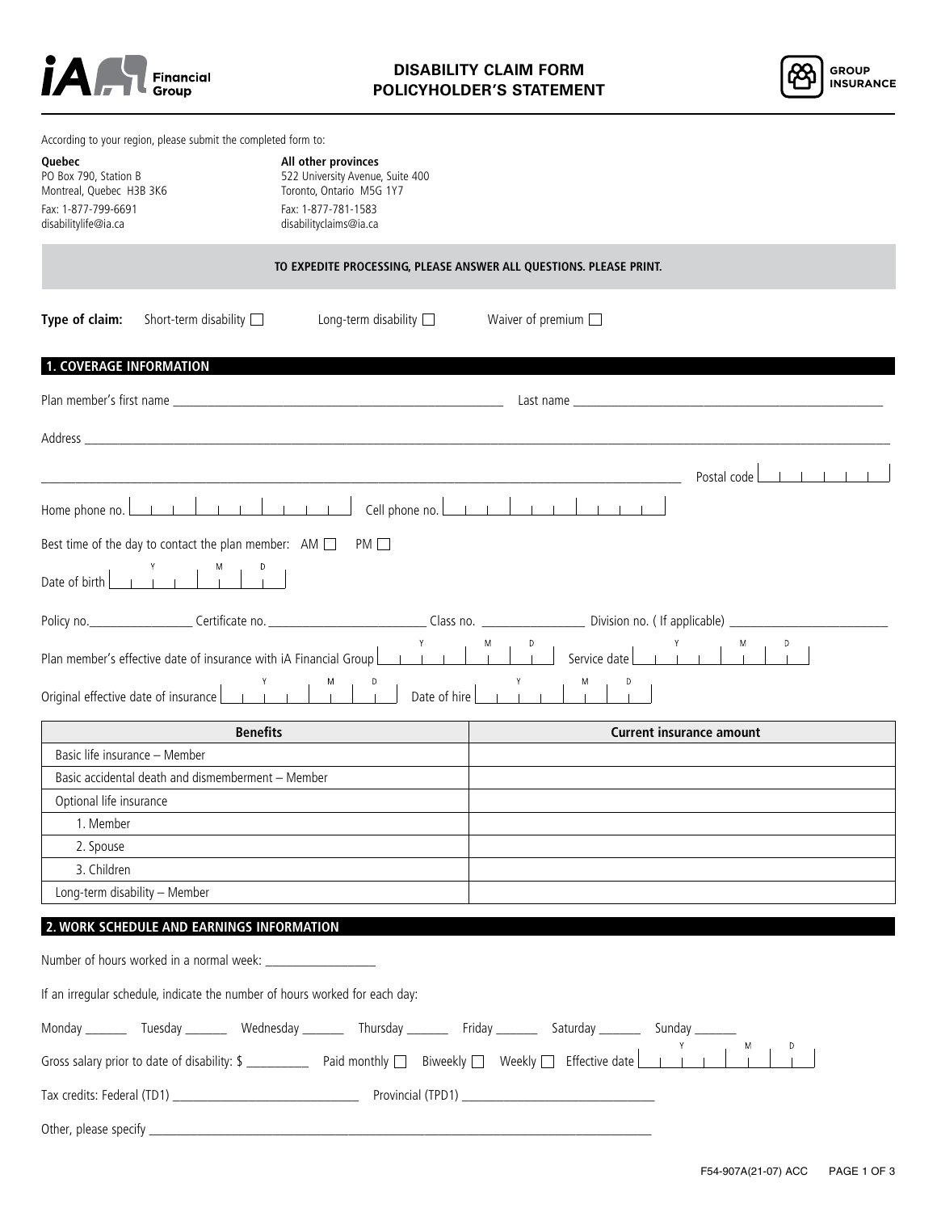# DISABILITY CLAIM FORM
# POLICYHOLDER'S STATEMENT

GROUP INSURANCE

According to your region, please submit the completed form to:

**Quebec**
PO Box 790, Station B
Montreal, Quebec H3B 3K6
Fax: 1-877-799-6691
disabilitylife@ia.ca

**All other provinces**
522 University Avenue, Suite 400
Toronto, Ontario M5G 1Y7
Fax: 1-877-781-1583
disabilityclaims@ia.ca

**TO EXPEDITE PROCESSING, PLEASE ANSWER ALL QUESTIONS. PLEASE PRINT.**

**Type of claim:** Short-term disability ☐ Long-term disability ☐ Waiver of premium ☐

## 1. COVERAGE INFORMATION

Plan member's first name ______________________ Last name ______________________

Address ____________________________________________

____________________________________________ Postal code ______

Home phone no. ______________ Cell phone no. ______________

Best time of the day to contact the plan member: AM ☐ PM ☐

Date of birth (Y/M/D) ______

Policy no.____________ Certificate no. ____________ Class no. ____________ Division no. ( If applicable) ____________

Plan member's effective date of insurance with iA Financial Group (Y/M/D) ______ Service date (Y/M/D) ______

Original effective date of insurance (Y/M/D) ______ Date of hire (Y/M/D) ______

| Benefits | Current insurance amount |
|---|---|
| Basic life insurance – Member | |
| Basic accidental death and dismemberment – Member | |
| Optional life insurance | |
| 1. Member | |
| 2. Spouse | |
| 3. Children | |
| Long-term disability – Member | |

## 2. WORK SCHEDULE AND EARNINGS INFORMATION

Number of hours worked in a normal week: ____________

If an irregular schedule, indicate the number of hours worked for each day:

Monday ______ Tuesday ______ Wednesday ______ Thursday ______ Friday ______ Saturday ______ Sunday ______

Gross salary prior to date of disability: $ ________ Paid monthly ☐ Biweekly ☐ Weekly ☐ Effective date (Y/M/D) ______

Tax credits: Federal (TD1) ____________________ Provincial (TPD1) ____________________

Other, please specify ____________________________________________

F54-907A(21-07) ACC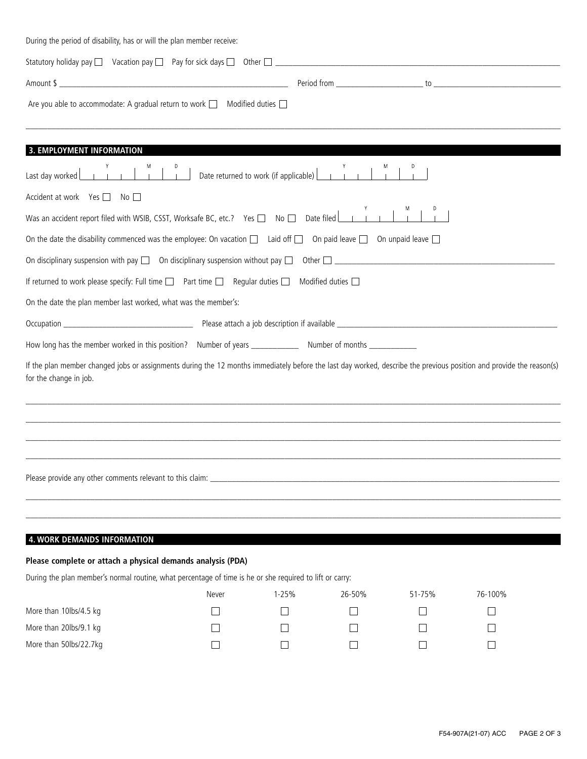During the period of disability, has or will the plan member receive:

Statutory holiday pay ☐ Vacation pay ☐ Pay for sick days ☐ Other ☐ ______________________________

Amount $ ______________________________ Period from ______________ to ______________

Are you able to accommodate: A gradual return to work ☐ Modified duties ☐

______________________________________________________________________

## 3. EMPLOYMENT INFORMATION

Last day worked (Y | M | D) ______________ Date returned to work (if applicable) (Y | M | D) ______________

Accident at work Yes ☐ No ☐

Was an accident report filed with WSIB, CSST, Worksafe BC, etc.? Yes ☐ No ☐ Date filed (Y | M | D) ______________

On the date the disability commenced was the employee: On vacation ☐ Laid off ☐ On paid leave ☐ On unpaid leave ☐

On disciplinary suspension with pay ☐ On disciplinary suspension without pay ☐ Other ☐ ______________________________

If returned to work please specify: Full time ☐ Part time ☐ Regular duties ☐ Modified duties ☐

On the date the plan member last worked, what was the member's:

Occupation ______________________ Please attach a job description if available ______________________

How long has the member worked in this position? Number of years __________ Number of months __________

If the plan member changed jobs or assignments during the 12 months immediately before the last day worked, describe the previous position and provide the reason(s) for the change in job.

______________________________________________________________________

______________________________________________________________________

______________________________________________________________________

______________________________________________________________________

Please provide any other comments relevant to this claim: ______________________________

______________________________________________________________________

______________________________________________________________________

## 4. WORK DEMANDS INFORMATION

**Please complete or attach a physical demands analysis (PDA)**

During the plan member's normal routine, what percentage of time is he or she required to lift or carry:

| | Never | 1-25% | 26-50% | 51-75% | 76-100% |
|---|---|---|---|---|---|
| More than 10lbs/4.5 kg | ☐ | ☐ | ☐ | ☐ | ☐ |
| More than 20lbs/9.1 kg | ☐ | ☐ | ☐ | ☐ | ☐ |
| More than 50lbs/22.7kg | ☐ | ☐ | ☐ | ☐ | ☐ |

F54-907A(21-07) ACC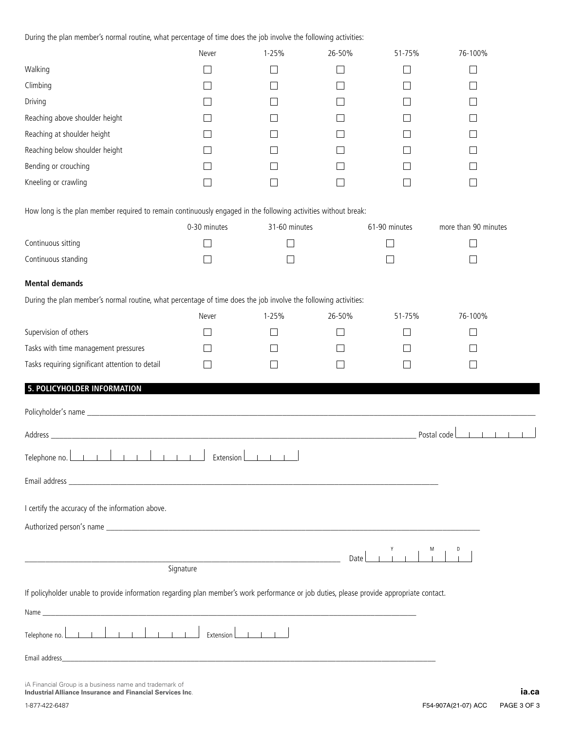During the plan member's normal routine, what percentage of time does the job involve the following activities:

| | Never | 1-25% | 26-50% | 51-75% | 76-100% |
|---|---|---|---|---|---|
| Walking | ☐ | ☐ | ☐ | ☐ | ☐ |
| Climbing | ☐ | ☐ | ☐ | ☐ | ☐ |
| Driving | ☐ | ☐ | ☐ | ☐ | ☐ |
| Reaching above shoulder height | ☐ | ☐ | ☐ | ☐ | ☐ |
| Reaching at shoulder height | ☐ | ☐ | ☐ | ☐ | ☐ |
| Reaching below shoulder height | ☐ | ☐ | ☐ | ☐ | ☐ |
| Bending or crouching | ☐ | ☐ | ☐ | ☐ | ☐ |
| Kneeling or crawling | ☐ | ☐ | ☐ | ☐ | ☐ |

How long is the plan member required to remain continuously engaged in the following activities without break:

| | 0-30 minutes | 31-60 minutes | 61-90 minutes | more than 90 minutes |
|---|---|---|---|---|
| Continuous sitting | ☐ | ☐ | ☐ | ☐ |
| Continuous standing | ☐ | ☐ | ☐ | ☐ |

**Mental demands**

During the plan member's normal routine, what percentage of time does the job involve the following activities:

| | Never | 1-25% | 26-50% | 51-75% | 76-100% |
|---|---|---|---|---|---|
| Supervision of others | ☐ | ☐ | ☐ | ☐ | ☐ |
| Tasks with time management pressures | ☐ | ☐ | ☐ | ☐ | ☐ |
| Tasks requiring significant attention to detail | ☐ | ☐ | ☐ | ☐ | ☐ |

## 5. POLICYHOLDER INFORMATION

Policyholder's name ______________________________

Address ______________________________ Postal code ______

Telephone no. ______________ Extension ______

Email address ______________________________

I certify the accuracy of the information above.

Authorized person's name ______________________________

______________________________ Date Y ____ M __ D __

Signature

If policyholder unable to provide information regarding plan member's work performance or job duties, please provide appropriate contact.

Name ______________________________

Telephone no. ______________ Extension ______

Email address ______________________________

iA Financial Group is a business name and trademark of
**Industrial Alliance Insurance and Financial Services Inc.**

1-877-422-6487

**ia.ca**

F54-907A(21-07) ACC